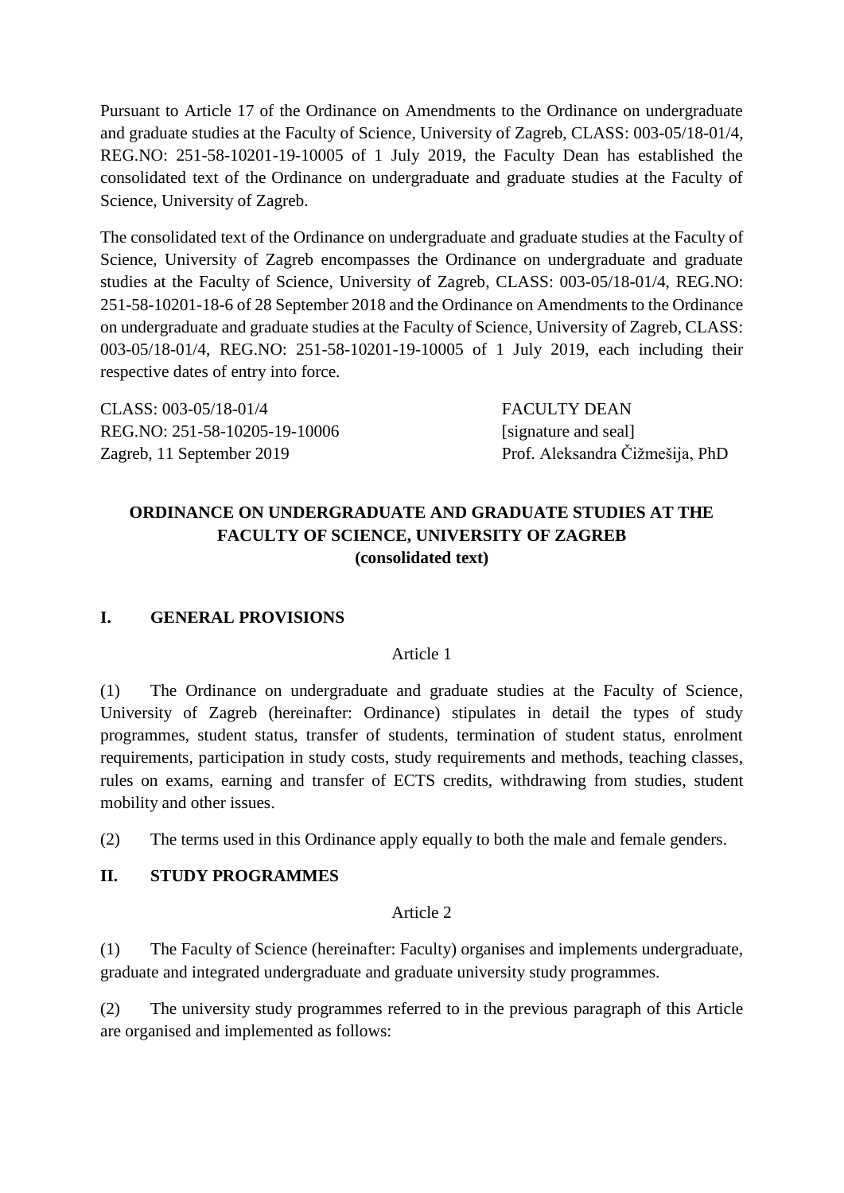Pursuant to Article 17 of the Ordinance on Amendments to the Ordinance on undergraduate and graduate studies at the Faculty of Science, University of Zagreb, CLASS: 003-05/18-01/4, REG.NO: 251-58-10201-19-10005 of 1 July 2019, the Faculty Dean has established the consolidated text of the Ordinance on undergraduate and graduate studies at the Faculty of Science, University of Zagreb.

The consolidated text of the Ordinance on undergraduate and graduate studies at the Faculty of Science, University of Zagreb encompasses the Ordinance on undergraduate and graduate studies at the Faculty of Science, University of Zagreb, CLASS: 003-05/18-01/4, REG.NO: 251-58-10201-18-6 of 28 September 2018 and the Ordinance on Amendments to the Ordinance on undergraduate and graduate studies at the Faculty of Science, University of Zagreb, CLASS: 003-05/18-01/4, REG.NO: 251-58-10201-19-10005 of 1 July 2019, each including their respective dates of entry into force.

CLASS: 003-05/18-01/4
REG.NO: 251-58-10205-19-10006
Zagreb, 11 September 2019

FACULTY DEAN
[signature and seal]
Prof. Aleksandra Čižmešija, PhD

# ORDINANCE ON UNDERGRADUATE AND GRADUATE STUDIES AT THE FACULTY OF SCIENCE, UNIVERSITY OF ZAGREB
**(consolidated text)**

## I. GENERAL PROVISIONS

Article 1

(1) The Ordinance on undergraduate and graduate studies at the Faculty of Science, University of Zagreb (hereinafter: Ordinance) stipulates in detail the types of study programmes, student status, transfer of students, termination of student status, enrolment requirements, participation in study costs, study requirements and methods, teaching classes, rules on exams, earning and transfer of ECTS credits, withdrawing from studies, student mobility and other issues.

(2) The terms used in this Ordinance apply equally to both the male and female genders.

## II. STUDY PROGRAMMES

Article 2

(1) The Faculty of Science (hereinafter: Faculty) organises and implements undergraduate, graduate and integrated undergraduate and graduate university study programmes.

(2) The university study programmes referred to in the previous paragraph of this Article are organised and implemented as follows: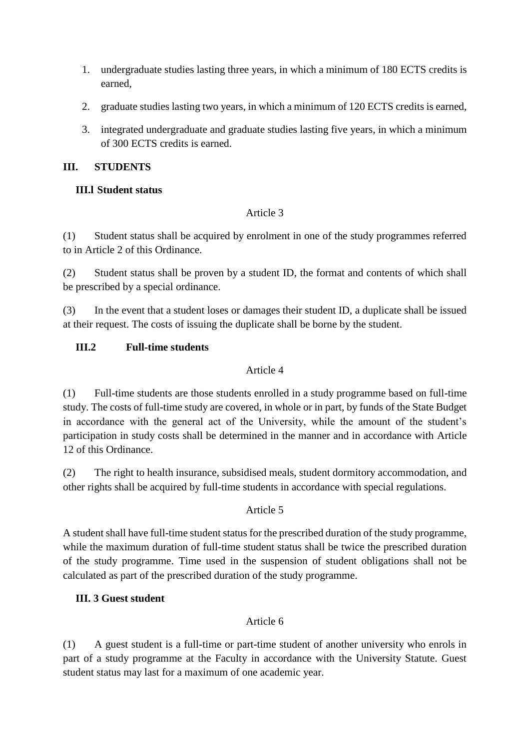1. undergraduate studies lasting three years, in which a minimum of 180 ECTS credits is earned,

2. graduate studies lasting two years, in which a minimum of 120 ECTS credits is earned,

3. integrated undergraduate and graduate studies lasting five years, in which a minimum of 300 ECTS credits is earned.

## III. STUDENTS

### III.l Student status

Article 3

(1) Student status shall be acquired by enrolment in one of the study programmes referred to in Article 2 of this Ordinance.

(2) Student status shall be proven by a student ID, the format and contents of which shall be prescribed by a special ordinance.

(3) In the event that a student loses or damages their student ID, a duplicate shall be issued at their request. The costs of issuing the duplicate shall be borne by the student.

### III.2 Full-time students

Article 4

(1) Full-time students are those students enrolled in a study programme based on full-time study. The costs of full-time study are covered, in whole or in part, by funds of the State Budget in accordance with the general act of the University, while the amount of the student's participation in study costs shall be determined in the manner and in accordance with Article 12 of this Ordinance.

(2) The right to health insurance, subsidised meals, student dormitory accommodation, and other rights shall be acquired by full-time students in accordance with special regulations.

Article 5

A student shall have full-time student status for the prescribed duration of the study programme, while the maximum duration of full-time student status shall be twice the prescribed duration of the study programme. Time used in the suspension of student obligations shall not be calculated as part of the prescribed duration of the study programme.

### III. 3 Guest student

Article 6

(1) A guest student is a full-time or part-time student of another university who enrols in part of a study programme at the Faculty in accordance with the University Statute. Guest student status may last for a maximum of one academic year.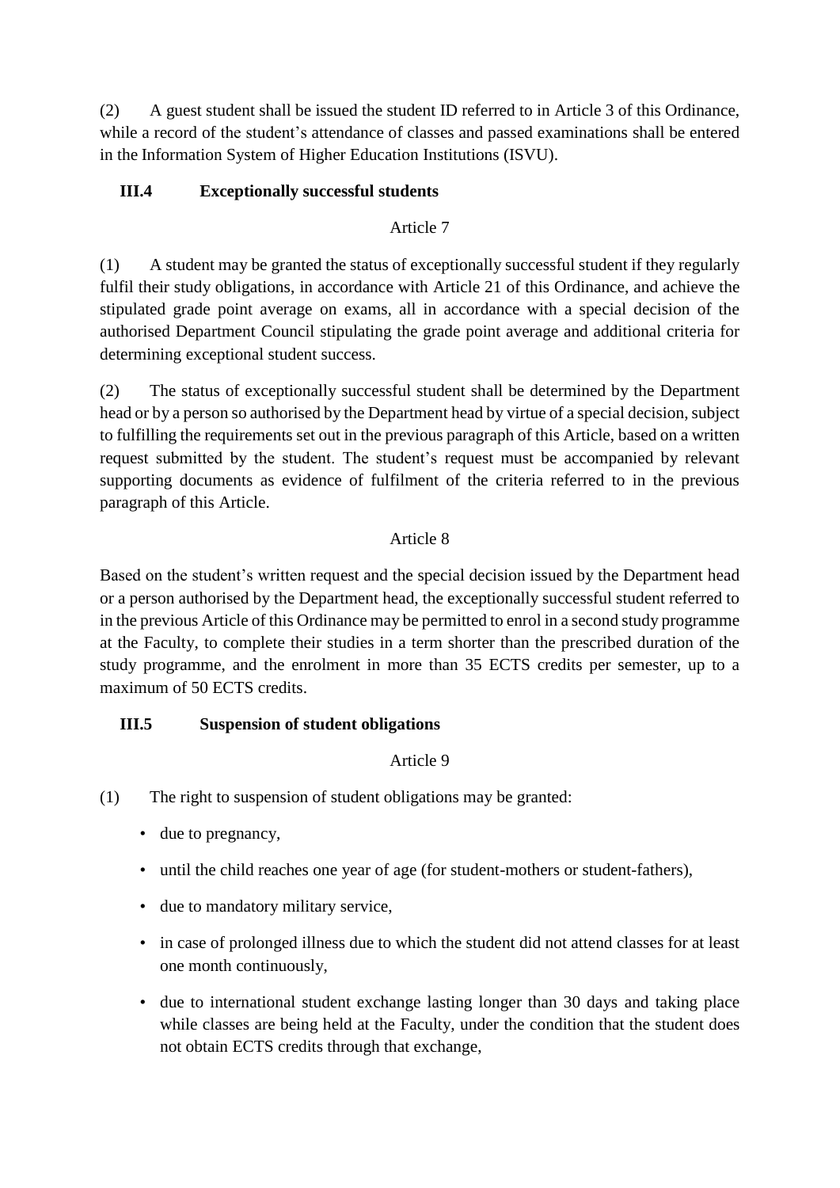(2) A guest student shall be issued the student ID referred to in Article 3 of this Ordinance, while a record of the student's attendance of classes and passed examinations shall be entered in the Information System of Higher Education Institutions (ISVU).

### III.4 Exceptionally successful students

Article 7

(1) A student may be granted the status of exceptionally successful student if they regularly fulfil their study obligations, in accordance with Article 21 of this Ordinance, and achieve the stipulated grade point average on exams, all in accordance with a special decision of the authorised Department Council stipulating the grade point average and additional criteria for determining exceptional student success.

(2) The status of exceptionally successful student shall be determined by the Department head or by a person so authorised by the Department head by virtue of a special decision, subject to fulfilling the requirements set out in the previous paragraph of this Article, based on a written request submitted by the student. The student's request must be accompanied by relevant supporting documents as evidence of fulfilment of the criteria referred to in the previous paragraph of this Article.

Article 8

Based on the student's written request and the special decision issued by the Department head or a person authorised by the Department head, the exceptionally successful student referred to in the previous Article of this Ordinance may be permitted to enrol in a second study programme at the Faculty, to complete their studies in a term shorter than the prescribed duration of the study programme, and the enrolment in more than 35 ECTS credits per semester, up to a maximum of 50 ECTS credits.

### III.5 Suspension of student obligations

Article 9

(1) The right to suspension of student obligations may be granted:

- due to pregnancy,
- until the child reaches one year of age (for student-mothers or student-fathers),
- due to mandatory military service,
- in case of prolonged illness due to which the student did not attend classes for at least one month continuously,
- due to international student exchange lasting longer than 30 days and taking place while classes are being held at the Faculty, under the condition that the student does not obtain ECTS credits through that exchange,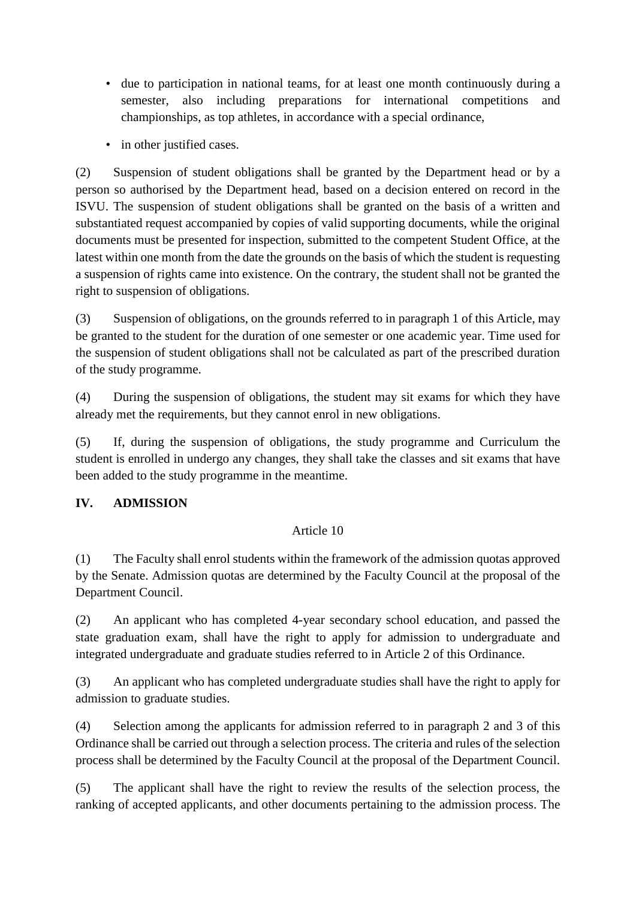- due to participation in national teams, for at least one month continuously during a semester, also including preparations for international competitions and championships, as top athletes, in accordance with a special ordinance,
- in other justified cases.

(2) Suspension of student obligations shall be granted by the Department head or by a person so authorised by the Department head, based on a decision entered on record in the ISVU. The suspension of student obligations shall be granted on the basis of a written and substantiated request accompanied by copies of valid supporting documents, while the original documents must be presented for inspection, submitted to the competent Student Office, at the latest within one month from the date the grounds on the basis of which the student is requesting a suspension of rights came into existence. On the contrary, the student shall not be granted the right to suspension of obligations.

(3) Suspension of obligations, on the grounds referred to in paragraph 1 of this Article, may be granted to the student for the duration of one semester or one academic year. Time used for the suspension of student obligations shall not be calculated as part of the prescribed duration of the study programme.

(4) During the suspension of obligations, the student may sit exams for which they have already met the requirements, but they cannot enrol in new obligations.

(5) If, during the suspension of obligations, the study programme and Curriculum the student is enrolled in undergo any changes, they shall take the classes and sit exams that have been added to the study programme in the meantime.

## IV. ADMISSION

Article 10

(1) The Faculty shall enrol students within the framework of the admission quotas approved by the Senate. Admission quotas are determined by the Faculty Council at the proposal of the Department Council.

(2) An applicant who has completed 4-year secondary school education, and passed the state graduation exam, shall have the right to apply for admission to undergraduate and integrated undergraduate and graduate studies referred to in Article 2 of this Ordinance.

(3) An applicant who has completed undergraduate studies shall have the right to apply for admission to graduate studies.

(4) Selection among the applicants for admission referred to in paragraph 2 and 3 of this Ordinance shall be carried out through a selection process. The criteria and rules of the selection process shall be determined by the Faculty Council at the proposal of the Department Council.

(5) The applicant shall have the right to review the results of the selection process, the ranking of accepted applicants, and other documents pertaining to the admission process. The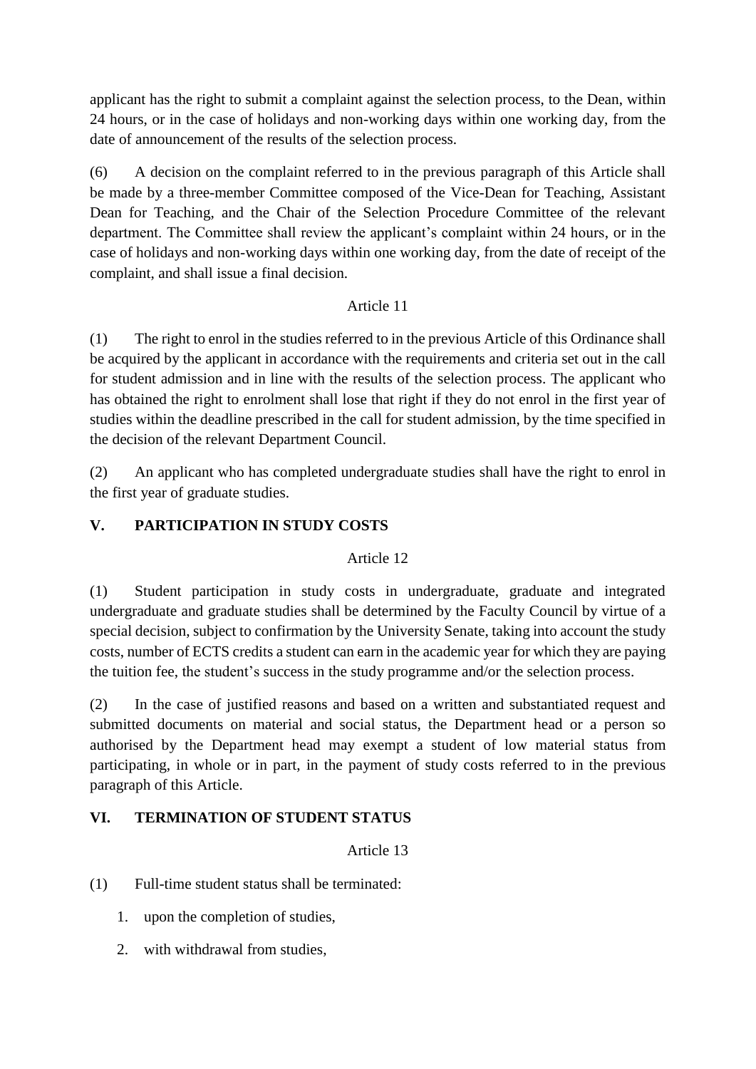applicant has the right to submit a complaint against the selection process, to the Dean, within 24 hours, or in the case of holidays and non-working days within one working day, from the date of announcement of the results of the selection process.

(6) A decision on the complaint referred to in the previous paragraph of this Article shall be made by a three-member Committee composed of the Vice-Dean for Teaching, Assistant Dean for Teaching, and the Chair of the Selection Procedure Committee of the relevant department. The Committee shall review the applicant's complaint within 24 hours, or in the case of holidays and non-working days within one working day, from the date of receipt of the complaint, and shall issue a final decision.

Article 11

(1) The right to enrol in the studies referred to in the previous Article of this Ordinance shall be acquired by the applicant in accordance with the requirements and criteria set out in the call for student admission and in line with the results of the selection process. The applicant who has obtained the right to enrolment shall lose that right if they do not enrol in the first year of studies within the deadline prescribed in the call for student admission, by the time specified in the decision of the relevant Department Council.

(2) An applicant who has completed undergraduate studies shall have the right to enrol in the first year of graduate studies.

## V. PARTICIPATION IN STUDY COSTS

Article 12

(1) Student participation in study costs in undergraduate, graduate and integrated undergraduate and graduate studies shall be determined by the Faculty Council by virtue of a special decision, subject to confirmation by the University Senate, taking into account the study costs, number of ECTS credits a student can earn in the academic year for which they are paying the tuition fee, the student's success in the study programme and/or the selection process.

(2) In the case of justified reasons and based on a written and substantiated request and submitted documents on material and social status, the Department head or a person so authorised by the Department head may exempt a student of low material status from participating, in whole or in part, in the payment of study costs referred to in the previous paragraph of this Article.

## VI. TERMINATION OF STUDENT STATUS

Article 13

(1) Full-time student status shall be terminated:

1. upon the completion of studies,
2. with withdrawal from studies,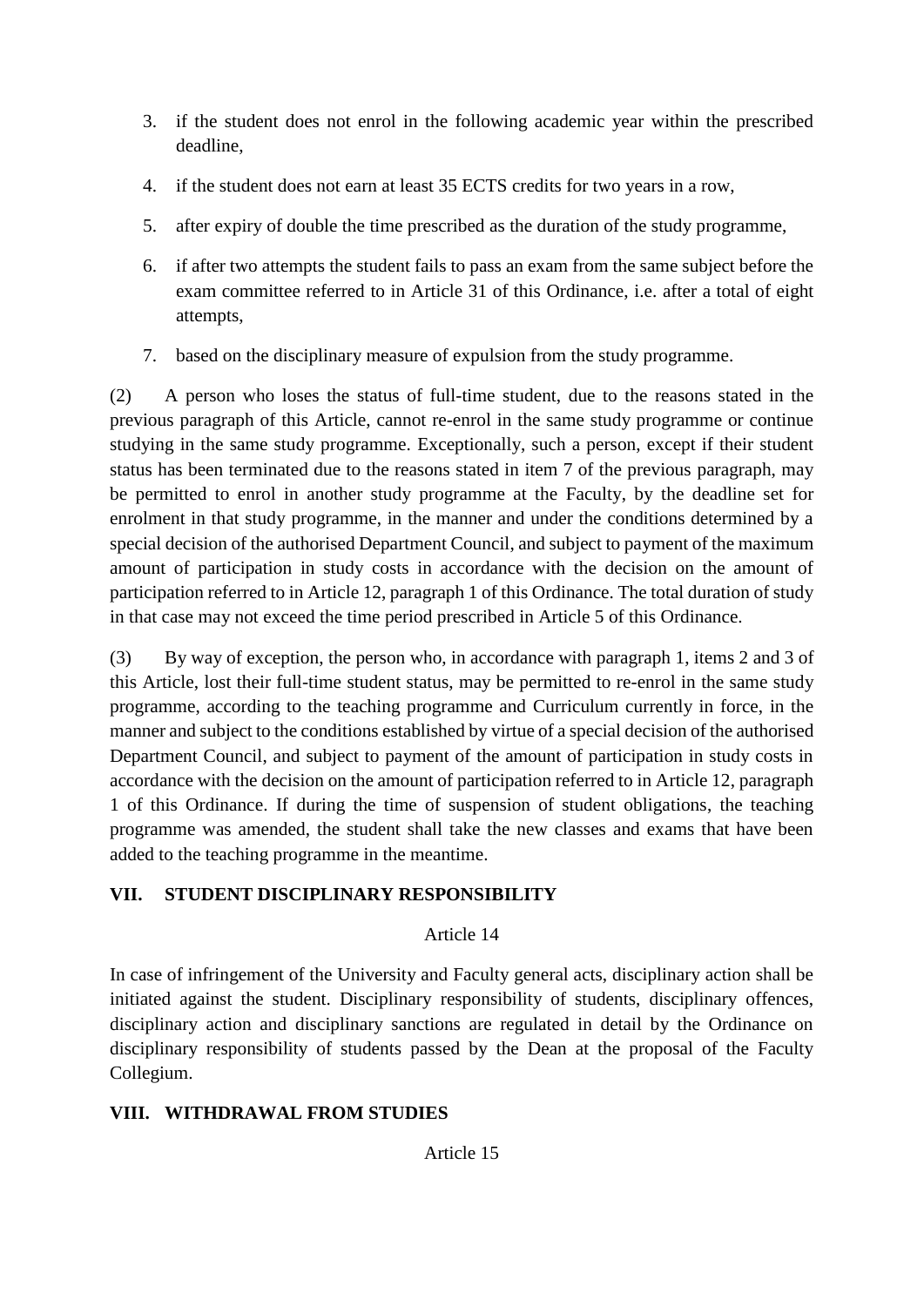3. if the student does not enrol in the following academic year within the prescribed deadline,
4. if the student does not earn at least 35 ECTS credits for two years in a row,
5. after expiry of double the time prescribed as the duration of the study programme,
6. if after two attempts the student fails to pass an exam from the same subject before the exam committee referred to in Article 31 of this Ordinance, i.e. after a total of eight attempts,
7. based on the disciplinary measure of expulsion from the study programme.

(2) A person who loses the status of full-time student, due to the reasons stated in the previous paragraph of this Article, cannot re-enrol in the same study programme or continue studying in the same study programme. Exceptionally, such a person, except if their student status has been terminated due to the reasons stated in item 7 of the previous paragraph, may be permitted to enrol in another study programme at the Faculty, by the deadline set for enrolment in that study programme, in the manner and under the conditions determined by a special decision of the authorised Department Council, and subject to payment of the maximum amount of participation in study costs in accordance with the decision on the amount of participation referred to in Article 12, paragraph 1 of this Ordinance. The total duration of study in that case may not exceed the time period prescribed in Article 5 of this Ordinance.

(3) By way of exception, the person who, in accordance with paragraph 1, items 2 and 3 of this Article, lost their full-time student status, may be permitted to re-enrol in the same study programme, according to the teaching programme and Curriculum currently in force, in the manner and subject to the conditions established by virtue of a special decision of the authorised Department Council, and subject to payment of the amount of participation in study costs in accordance with the decision on the amount of participation referred to in Article 12, paragraph 1 of this Ordinance. If during the time of suspension of student obligations, the teaching programme was amended, the student shall take the new classes and exams that have been added to the teaching programme in the meantime.

## VII. STUDENT DISCIPLINARY RESPONSIBILITY

Article 14

In case of infringement of the University and Faculty general acts, disciplinary action shall be initiated against the student. Disciplinary responsibility of students, disciplinary offences, disciplinary action and disciplinary sanctions are regulated in detail by the Ordinance on disciplinary responsibility of students passed by the Dean at the proposal of the Faculty Collegium.

## VIII. WITHDRAWAL FROM STUDIES

Article 15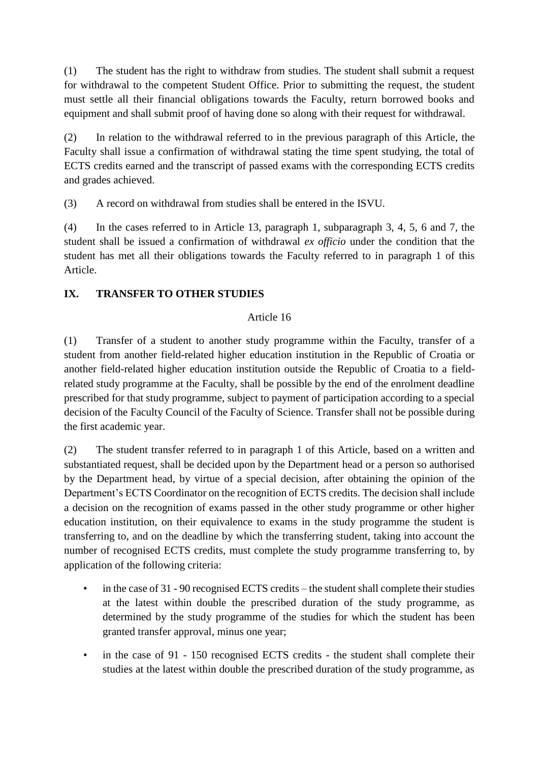(1) The student has the right to withdraw from studies. The student shall submit a request for withdrawal to the competent Student Office. Prior to submitting the request, the student must settle all their financial obligations towards the Faculty, return borrowed books and equipment and shall submit proof of having done so along with their request for withdrawal.

(2) In relation to the withdrawal referred to in the previous paragraph of this Article, the Faculty shall issue a confirmation of withdrawal stating the time spent studying, the total of ECTS credits earned and the transcript of passed exams with the corresponding ECTS credits and grades achieved.

(3) A record on withdrawal from studies shall be entered in the ISVU.

(4) In the cases referred to in Article 13, paragraph 1, subparagraph 3, 4, 5, 6 and 7, the student shall be issued a confirmation of withdrawal *ex officio* under the condition that the student has met all their obligations towards the Faculty referred to in paragraph 1 of this Article.

## IX. TRANSFER TO OTHER STUDIES

Article 16

(1) Transfer of a student to another study programme within the Faculty, transfer of a student from another field-related higher education institution in the Republic of Croatia or another field-related higher education institution outside the Republic of Croatia to a field-related study programme at the Faculty, shall be possible by the end of the enrolment deadline prescribed for that study programme, subject to payment of participation according to a special decision of the Faculty Council of the Faculty of Science. Transfer shall not be possible during the first academic year.

(2) The student transfer referred to in paragraph 1 of this Article, based on a written and substantiated request, shall be decided upon by the Department head or a person so authorised by the Department head, by virtue of a special decision, after obtaining the opinion of the Department's ECTS Coordinator on the recognition of ECTS credits. The decision shall include a decision on the recognition of exams passed in the other study programme or other higher education institution, on their equivalence to exams in the study programme the student is transferring to, and on the deadline by which the transferring student, taking into account the number of recognised ECTS credits, must complete the study programme transferring to, by application of the following criteria:

- in the case of 31 - 90 recognised ECTS credits – the student shall complete their studies at the latest within double the prescribed duration of the study programme, as determined by the study programme of the studies for which the student has been granted transfer approval, minus one year;
- in the case of 91 - 150 recognised ECTS credits - the student shall complete their studies at the latest within double the prescribed duration of the study programme, as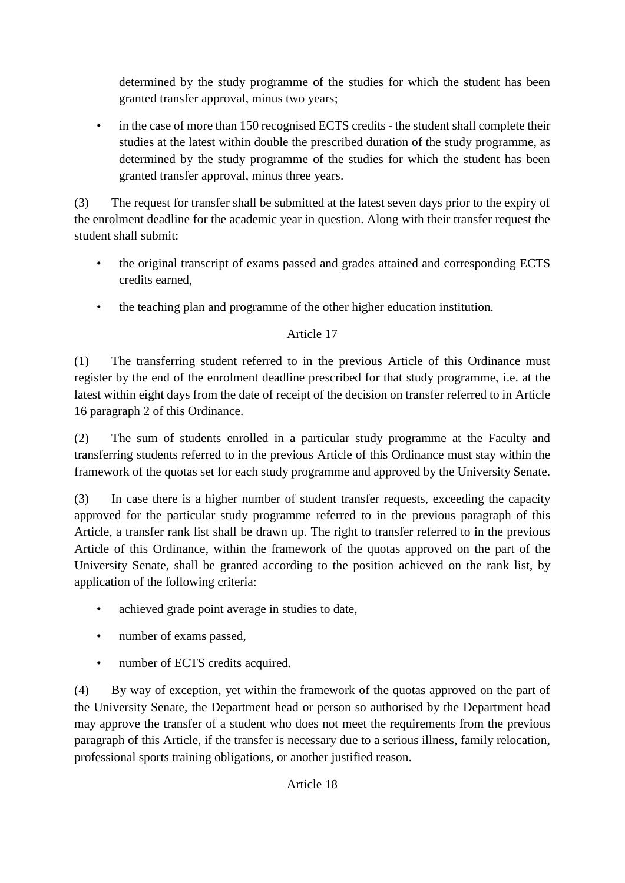determined by the study programme of the studies for which the student has been granted transfer approval, minus two years;

- in the case of more than 150 recognised ECTS credits - the student shall complete their studies at the latest within double the prescribed duration of the study programme, as determined by the study programme of the studies for which the student has been granted transfer approval, minus three years.

(3) The request for transfer shall be submitted at the latest seven days prior to the expiry of the enrolment deadline for the academic year in question. Along with their transfer request the student shall submit:

- the original transcript of exams passed and grades attained and corresponding ECTS credits earned,
- the teaching plan and programme of the other higher education institution.

Article 17

(1) The transferring student referred to in the previous Article of this Ordinance must register by the end of the enrolment deadline prescribed for that study programme, i.e. at the latest within eight days from the date of receipt of the decision on transfer referred to in Article 16 paragraph 2 of this Ordinance.

(2) The sum of students enrolled in a particular study programme at the Faculty and transferring students referred to in the previous Article of this Ordinance must stay within the framework of the quotas set for each study programme and approved by the University Senate.

(3) In case there is a higher number of student transfer requests, exceeding the capacity approved for the particular study programme referred to in the previous paragraph of this Article, a transfer rank list shall be drawn up. The right to transfer referred to in the previous Article of this Ordinance, within the framework of the quotas approved on the part of the University Senate, shall be granted according to the position achieved on the rank list, by application of the following criteria:

- achieved grade point average in studies to date,
- number of exams passed,
- number of ECTS credits acquired.

(4) By way of exception, yet within the framework of the quotas approved on the part of the University Senate, the Department head or person so authorised by the Department head may approve the transfer of a student who does not meet the requirements from the previous paragraph of this Article, if the transfer is necessary due to a serious illness, family relocation, professional sports training obligations, or another justified reason.

Article 18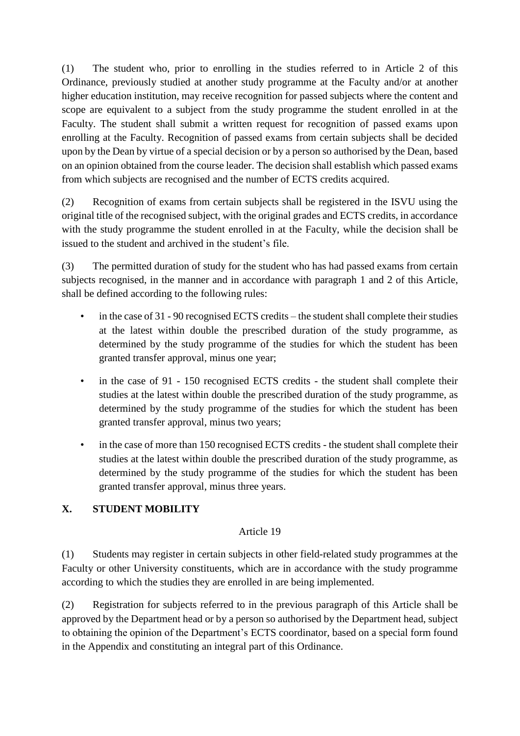(1) The student who, prior to enrolling in the studies referred to in Article 2 of this Ordinance, previously studied at another study programme at the Faculty and/or at another higher education institution, may receive recognition for passed subjects where the content and scope are equivalent to a subject from the study programme the student enrolled in at the Faculty. The student shall submit a written request for recognition of passed exams upon enrolling at the Faculty. Recognition of passed exams from certain subjects shall be decided upon by the Dean by virtue of a special decision or by a person so authorised by the Dean, based on an opinion obtained from the course leader. The decision shall establish which passed exams from which subjects are recognised and the number of ECTS credits acquired.

(2) Recognition of exams from certain subjects shall be registered in the ISVU using the original title of the recognised subject, with the original grades and ECTS credits, in accordance with the study programme the student enrolled in at the Faculty, while the decision shall be issued to the student and archived in the student's file.

(3) The permitted duration of study for the student who has had passed exams from certain subjects recognised, in the manner and in accordance with paragraph 1 and 2 of this Article, shall be defined according to the following rules:

- in the case of 31 - 90 recognised ECTS credits – the student shall complete their studies at the latest within double the prescribed duration of the study programme, as determined by the study programme of the studies for which the student has been granted transfer approval, minus one year;
- in the case of 91 - 150 recognised ECTS credits - the student shall complete their studies at the latest within double the prescribed duration of the study programme, as determined by the study programme of the studies for which the student has been granted transfer approval, minus two years;
- in the case of more than 150 recognised ECTS credits - the student shall complete their studies at the latest within double the prescribed duration of the study programme, as determined by the study programme of the studies for which the student has been granted transfer approval, minus three years.

## X. STUDENT MOBILITY

Article 19

(1) Students may register in certain subjects in other field-related study programmes at the Faculty or other University constituents, which are in accordance with the study programme according to which the studies they are enrolled in are being implemented.

(2) Registration for subjects referred to in the previous paragraph of this Article shall be approved by the Department head or by a person so authorised by the Department head, subject to obtaining the opinion of the Department's ECTS coordinator, based on a special form found in the Appendix and constituting an integral part of this Ordinance.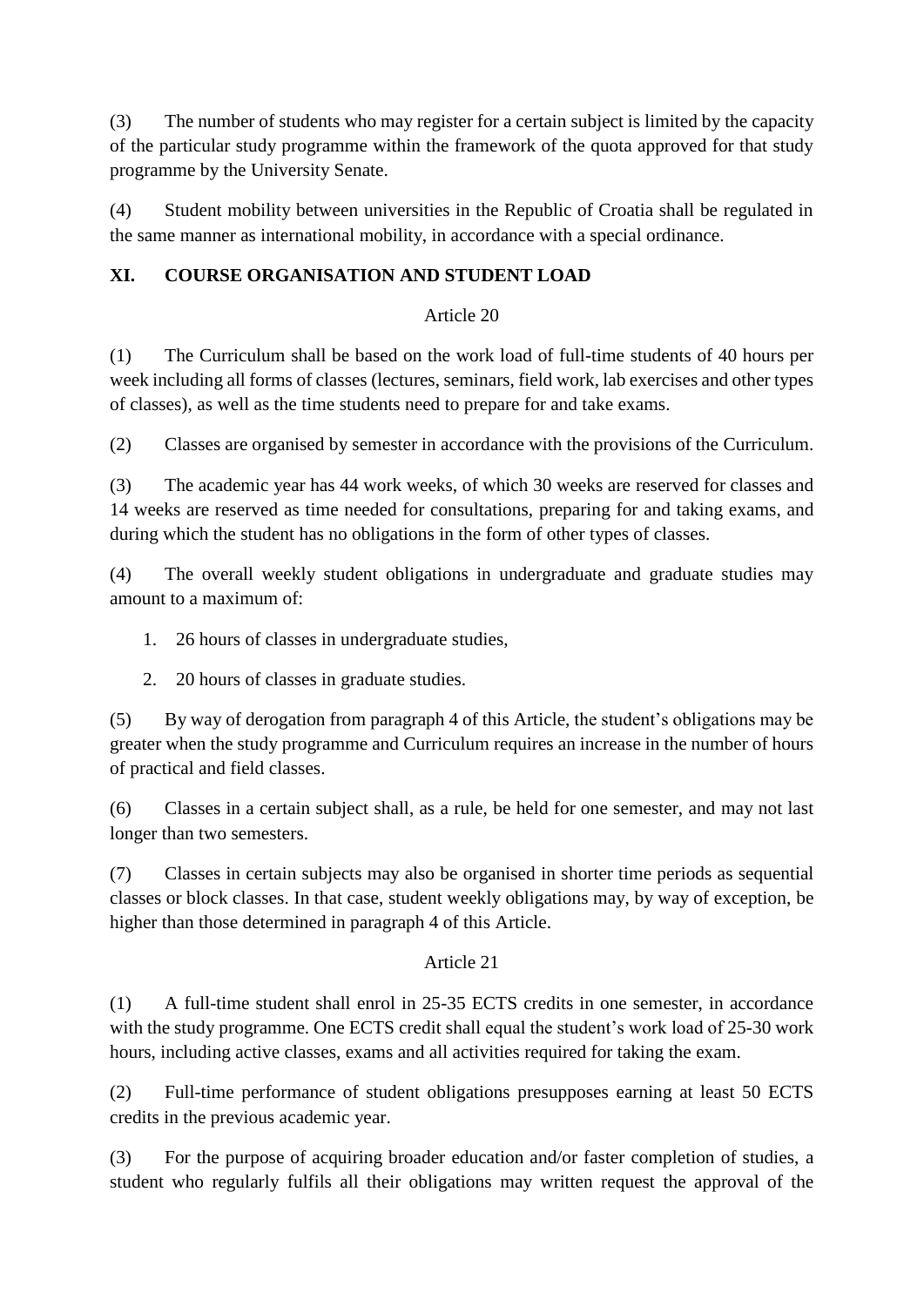(3) The number of students who may register for a certain subject is limited by the capacity of the particular study programme within the framework of the quota approved for that study programme by the University Senate.

(4) Student mobility between universities in the Republic of Croatia shall be regulated in the same manner as international mobility, in accordance with a special ordinance.

## XI. COURSE ORGANISATION AND STUDENT LOAD

Article 20

(1) The Curriculum shall be based on the work load of full-time students of 40 hours per week including all forms of classes (lectures, seminars, field work, lab exercises and other types of classes), as well as the time students need to prepare for and take exams.

(2) Classes are organised by semester in accordance with the provisions of the Curriculum.

(3) The academic year has 44 work weeks, of which 30 weeks are reserved for classes and 14 weeks are reserved as time needed for consultations, preparing for and taking exams, and during which the student has no obligations in the form of other types of classes.

(4) The overall weekly student obligations in undergraduate and graduate studies may amount to a maximum of:

1. 26 hours of classes in undergraduate studies,
2. 20 hours of classes in graduate studies.

(5) By way of derogation from paragraph 4 of this Article, the student's obligations may be greater when the study programme and Curriculum requires an increase in the number of hours of practical and field classes.

(6) Classes in a certain subject shall, as a rule, be held for one semester, and may not last longer than two semesters.

(7) Classes in certain subjects may also be organised in shorter time periods as sequential classes or block classes. In that case, student weekly obligations may, by way of exception, be higher than those determined in paragraph 4 of this Article.

Article 21

(1) A full-time student shall enrol in 25-35 ECTS credits in one semester, in accordance with the study programme. One ECTS credit shall equal the student's work load of 25-30 work hours, including active classes, exams and all activities required for taking the exam.

(2) Full-time performance of student obligations presupposes earning at least 50 ECTS credits in the previous academic year.

(3) For the purpose of acquiring broader education and/or faster completion of studies, a student who regularly fulfils all their obligations may written request the approval of the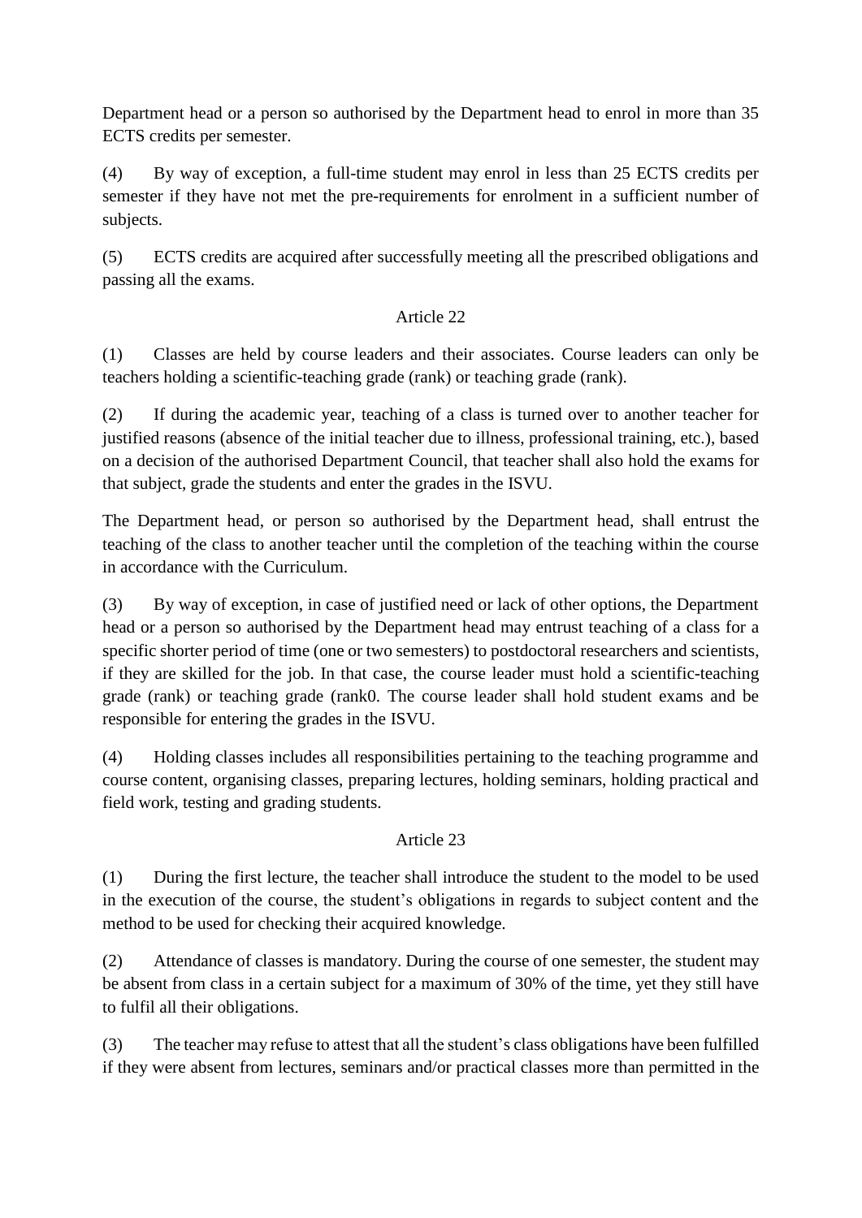Department head or a person so authorised by the Department head to enrol in more than 35 ECTS credits per semester.

(4) By way of exception, a full-time student may enrol in less than 25 ECTS credits per semester if they have not met the pre-requirements for enrolment in a sufficient number of subjects.

(5) ECTS credits are acquired after successfully meeting all the prescribed obligations and passing all the exams.

Article 22

(1) Classes are held by course leaders and their associates. Course leaders can only be teachers holding a scientific-teaching grade (rank) or teaching grade (rank).

(2) If during the academic year, teaching of a class is turned over to another teacher for justified reasons (absence of the initial teacher due to illness, professional training, etc.), based on a decision of the authorised Department Council, that teacher shall also hold the exams for that subject, grade the students and enter the grades in the ISVU.

The Department head, or person so authorised by the Department head, shall entrust the teaching of the class to another teacher until the completion of the teaching within the course in accordance with the Curriculum.

(3) By way of exception, in case of justified need or lack of other options, the Department head or a person so authorised by the Department head may entrust teaching of a class for a specific shorter period of time (one or two semesters) to postdoctoral researchers and scientists, if they are skilled for the job. In that case, the course leader must hold a scientific-teaching grade (rank) or teaching grade (rank0. The course leader shall hold student exams and be responsible for entering the grades in the ISVU.

(4) Holding classes includes all responsibilities pertaining to the teaching programme and course content, organising classes, preparing lectures, holding seminars, holding practical and field work, testing and grading students.

Article 23

(1) During the first lecture, the teacher shall introduce the student to the model to be used in the execution of the course, the student's obligations in regards to subject content and the method to be used for checking their acquired knowledge.

(2) Attendance of classes is mandatory. During the course of one semester, the student may be absent from class in a certain subject for a maximum of 30% of the time, yet they still have to fulfil all their obligations.

(3) The teacher may refuse to attest that all the student's class obligations have been fulfilled if they were absent from lectures, seminars and/or practical classes more than permitted in the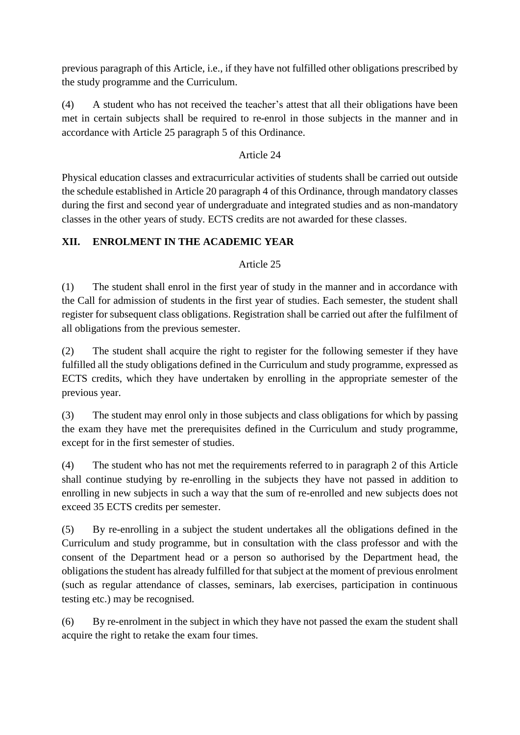previous paragraph of this Article, i.e., if they have not fulfilled other obligations prescribed by the study programme and the Curriculum.

(4) A student who has not received the teacher's attest that all their obligations have been met in certain subjects shall be required to re-enrol in those subjects in the manner and in accordance with Article 25 paragraph 5 of this Ordinance.

Article 24

Physical education classes and extracurricular activities of students shall be carried out outside the schedule established in Article 20 paragraph 4 of this Ordinance, through mandatory classes during the first and second year of undergraduate and integrated studies and as non-mandatory classes in the other years of study. ECTS credits are not awarded for these classes.

## XII. ENROLMENT IN THE ACADEMIC YEAR

Article 25

(1) The student shall enrol in the first year of study in the manner and in accordance with the Call for admission of students in the first year of studies. Each semester, the student shall register for subsequent class obligations. Registration shall be carried out after the fulfilment of all obligations from the previous semester.

(2) The student shall acquire the right to register for the following semester if they have fulfilled all the study obligations defined in the Curriculum and study programme, expressed as ECTS credits, which they have undertaken by enrolling in the appropriate semester of the previous year.

(3) The student may enrol only in those subjects and class obligations for which by passing the exam they have met the prerequisites defined in the Curriculum and study programme, except for in the first semester of studies.

(4) The student who has not met the requirements referred to in paragraph 2 of this Article shall continue studying by re-enrolling in the subjects they have not passed in addition to enrolling in new subjects in such a way that the sum of re-enrolled and new subjects does not exceed 35 ECTS credits per semester.

(5) By re-enrolling in a subject the student undertakes all the obligations defined in the Curriculum and study programme, but in consultation with the class professor and with the consent of the Department head or a person so authorised by the Department head, the obligations the student has already fulfilled for that subject at the moment of previous enrolment (such as regular attendance of classes, seminars, lab exercises, participation in continuous testing etc.) may be recognised.

(6) By re-enrolment in the subject in which they have not passed the exam the student shall acquire the right to retake the exam four times.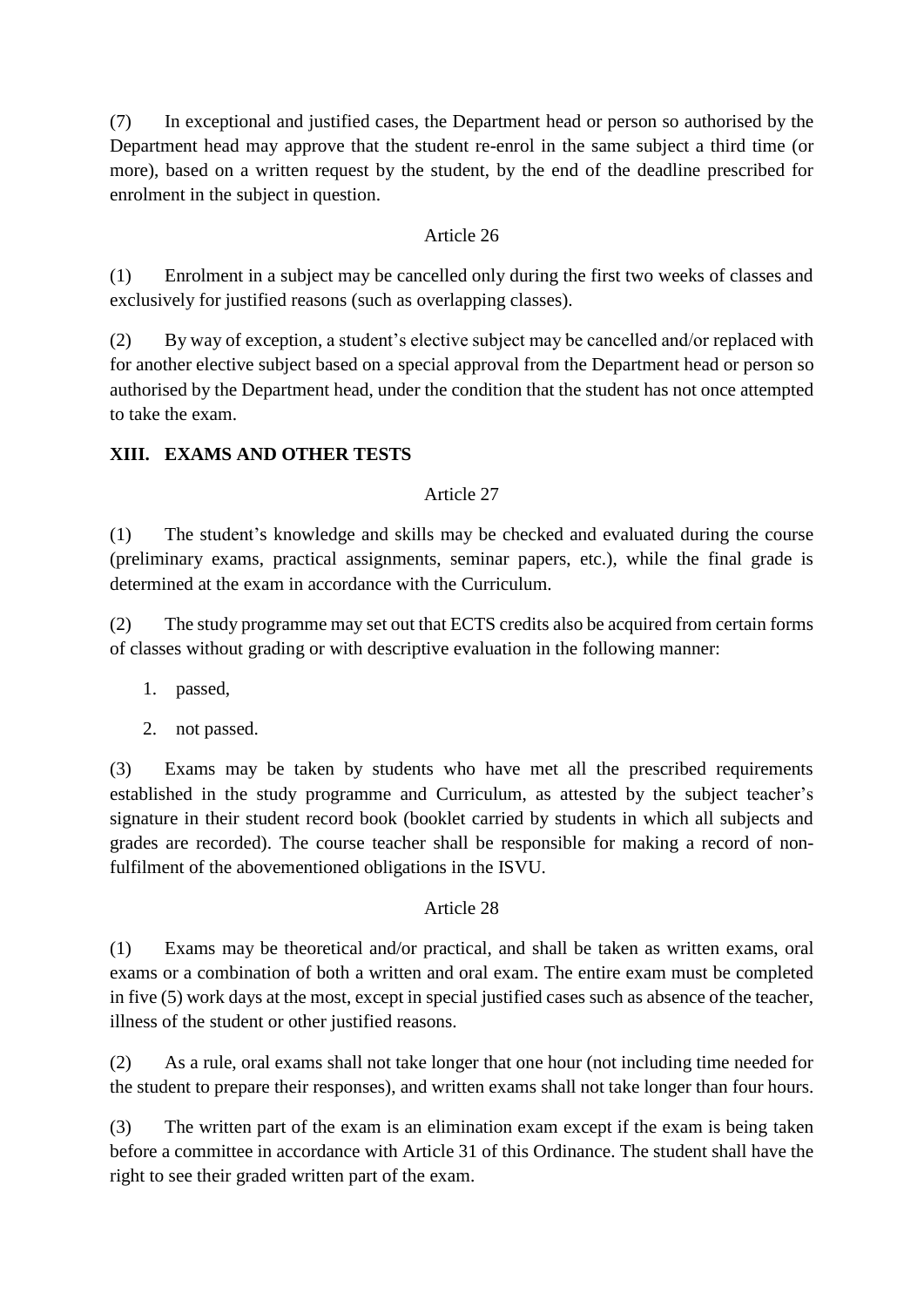(7) In exceptional and justified cases, the Department head or person so authorised by the Department head may approve that the student re-enrol in the same subject a third time (or more), based on a written request by the student, by the end of the deadline prescribed for enrolment in the subject in question.

Article 26

(1) Enrolment in a subject may be cancelled only during the first two weeks of classes and exclusively for justified reasons (such as overlapping classes).

(2) By way of exception, a student's elective subject may be cancelled and/or replaced with for another elective subject based on a special approval from the Department head or person so authorised by the Department head, under the condition that the student has not once attempted to take the exam.

## XIII. EXAMS AND OTHER TESTS

Article 27

(1) The student's knowledge and skills may be checked and evaluated during the course (preliminary exams, practical assignments, seminar papers, etc.), while the final grade is determined at the exam in accordance with the Curriculum.

(2) The study programme may set out that ECTS credits also be acquired from certain forms of classes without grading or with descriptive evaluation in the following manner:

1. passed,
2. not passed.

(3) Exams may be taken by students who have met all the prescribed requirements established in the study programme and Curriculum, as attested by the subject teacher's signature in their student record book (booklet carried by students in which all subjects and grades are recorded). The course teacher shall be responsible for making a record of non-fulfilment of the abovementioned obligations in the ISVU.

Article 28

(1) Exams may be theoretical and/or practical, and shall be taken as written exams, oral exams or a combination of both a written and oral exam. The entire exam must be completed in five (5) work days at the most, except in special justified cases such as absence of the teacher, illness of the student or other justified reasons.

(2) As a rule, oral exams shall not take longer that one hour (not including time needed for the student to prepare their responses), and written exams shall not take longer than four hours.

(3) The written part of the exam is an elimination exam except if the exam is being taken before a committee in accordance with Article 31 of this Ordinance. The student shall have the right to see their graded written part of the exam.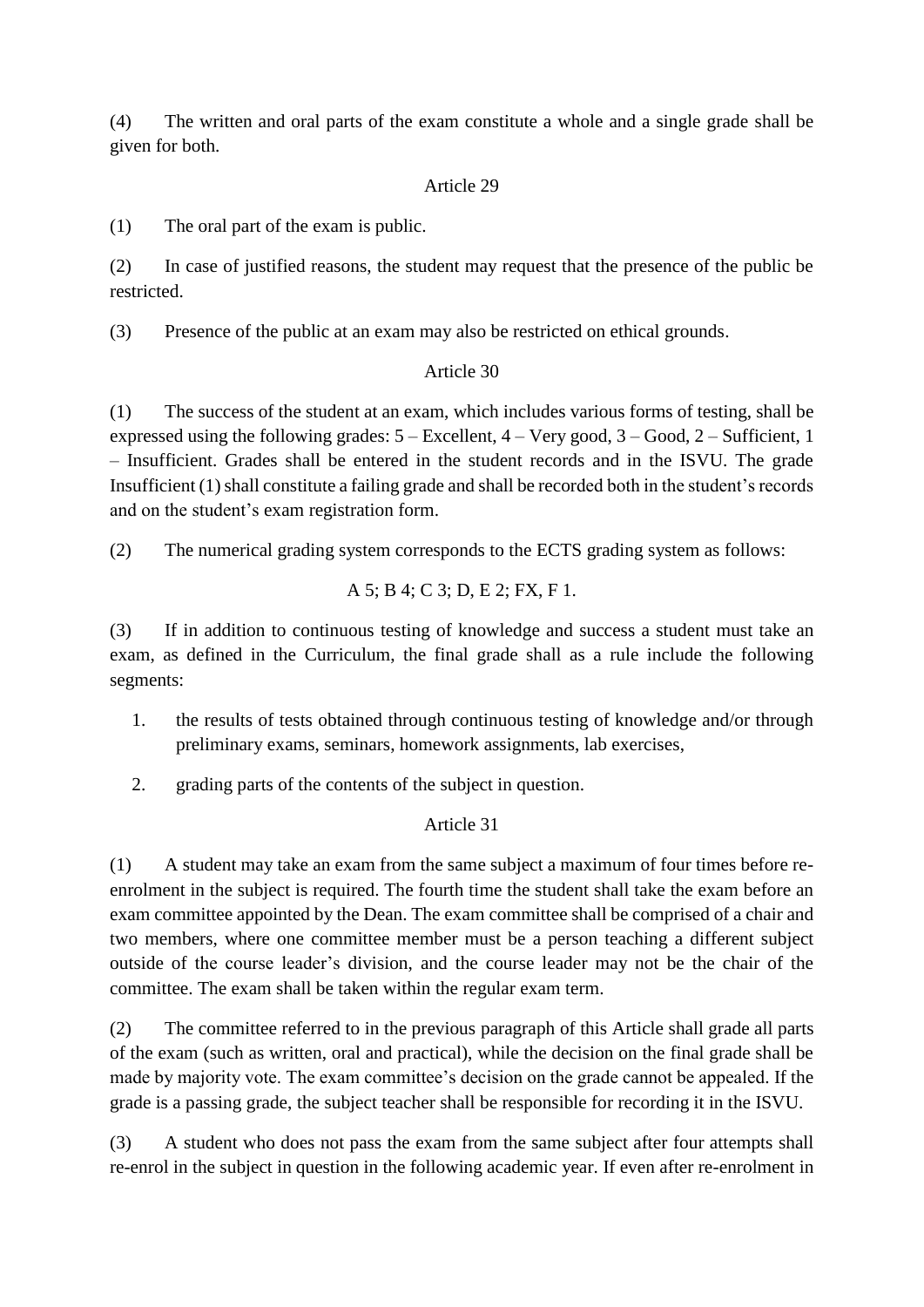(4) The written and oral parts of the exam constitute a whole and a single grade shall be given for both.

### Article 29

(1) The oral part of the exam is public.

(2) In case of justified reasons, the student may request that the presence of the public be restricted.

(3) Presence of the public at an exam may also be restricted on ethical grounds.

### Article 30

(1) The success of the student at an exam, which includes various forms of testing, shall be expressed using the following grades: 5 – Excellent, 4 – Very good, 3 – Good, 2 – Sufficient, 1 – Insufficient. Grades shall be entered in the student records and in the ISVU. The grade Insufficient (1) shall constitute a failing grade and shall be recorded both in the student's records and on the student's exam registration form.

(2) The numerical grading system corresponds to the ECTS grading system as follows:

A 5; B 4; C 3; D, E 2; FX, F 1.

(3) If in addition to continuous testing of knowledge and success a student must take an exam, as defined in the Curriculum, the final grade shall as a rule include the following segments:

1. the results of tests obtained through continuous testing of knowledge and/or through preliminary exams, seminars, homework assignments, lab exercises,
2. grading parts of the contents of the subject in question.

### Article 31

(1) A student may take an exam from the same subject a maximum of four times before re-enrolment in the subject is required. The fourth time the student shall take the exam before an exam committee appointed by the Dean. The exam committee shall be comprised of a chair and two members, where one committee member must be a person teaching a different subject outside of the course leader's division, and the course leader may not be the chair of the committee. The exam shall be taken within the regular exam term.

(2) The committee referred to in the previous paragraph of this Article shall grade all parts of the exam (such as written, oral and practical), while the decision on the final grade shall be made by majority vote. The exam committee's decision on the grade cannot be appealed. If the grade is a passing grade, the subject teacher shall be responsible for recording it in the ISVU.

(3) A student who does not pass the exam from the same subject after four attempts shall re-enrol in the subject in question in the following academic year. If even after re-enrolment in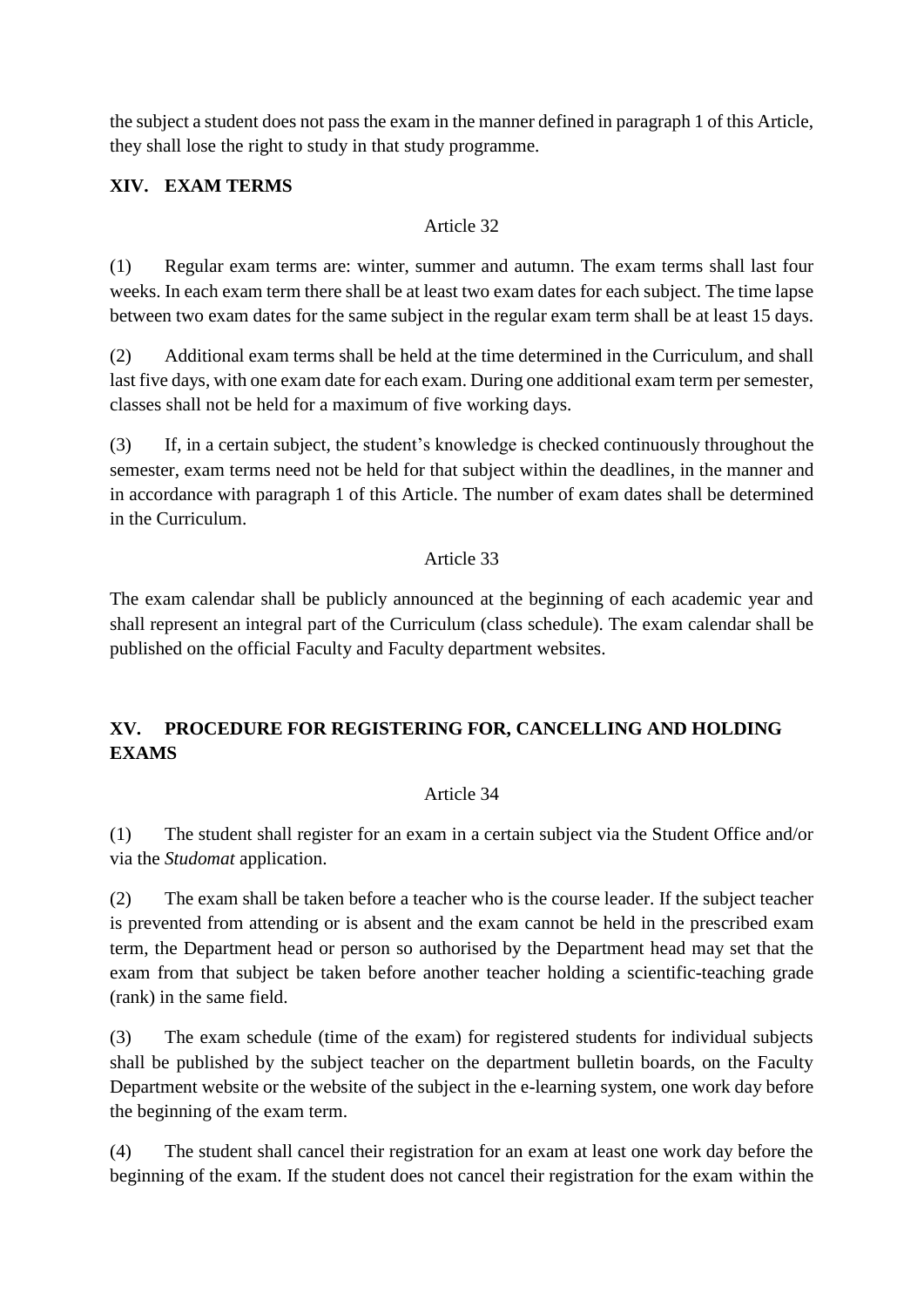the subject a student does not pass the exam in the manner defined in paragraph 1 of this Article, they shall lose the right to study in that study programme.

## XIV. EXAM TERMS

Article 32

(1) Regular exam terms are: winter, summer and autumn. The exam terms shall last four weeks. In each exam term there shall be at least two exam dates for each subject. The time lapse between two exam dates for the same subject in the regular exam term shall be at least 15 days.

(2) Additional exam terms shall be held at the time determined in the Curriculum, and shall last five days, with one exam date for each exam. During one additional exam term per semester, classes shall not be held for a maximum of five working days.

(3) If, in a certain subject, the student's knowledge is checked continuously throughout the semester, exam terms need not be held for that subject within the deadlines, in the manner and in accordance with paragraph 1 of this Article. The number of exam dates shall be determined in the Curriculum.

Article 33

The exam calendar shall be publicly announced at the beginning of each academic year and shall represent an integral part of the Curriculum (class schedule). The exam calendar shall be published on the official Faculty and Faculty department websites.

## XV. PROCEDURE FOR REGISTERING FOR, CANCELLING AND HOLDING EXAMS

Article 34

(1) The student shall register for an exam in a certain subject via the Student Office and/or via the *Studomat* application.

(2) The exam shall be taken before a teacher who is the course leader. If the subject teacher is prevented from attending or is absent and the exam cannot be held in the prescribed exam term, the Department head or person so authorised by the Department head may set that the exam from that subject be taken before another teacher holding a scientific-teaching grade (rank) in the same field.

(3) The exam schedule (time of the exam) for registered students for individual subjects shall be published by the subject teacher on the department bulletin boards, on the Faculty Department website or the website of the subject in the e-learning system, one work day before the beginning of the exam term.

(4) The student shall cancel their registration for an exam at least one work day before the beginning of the exam. If the student does not cancel their registration for the exam within the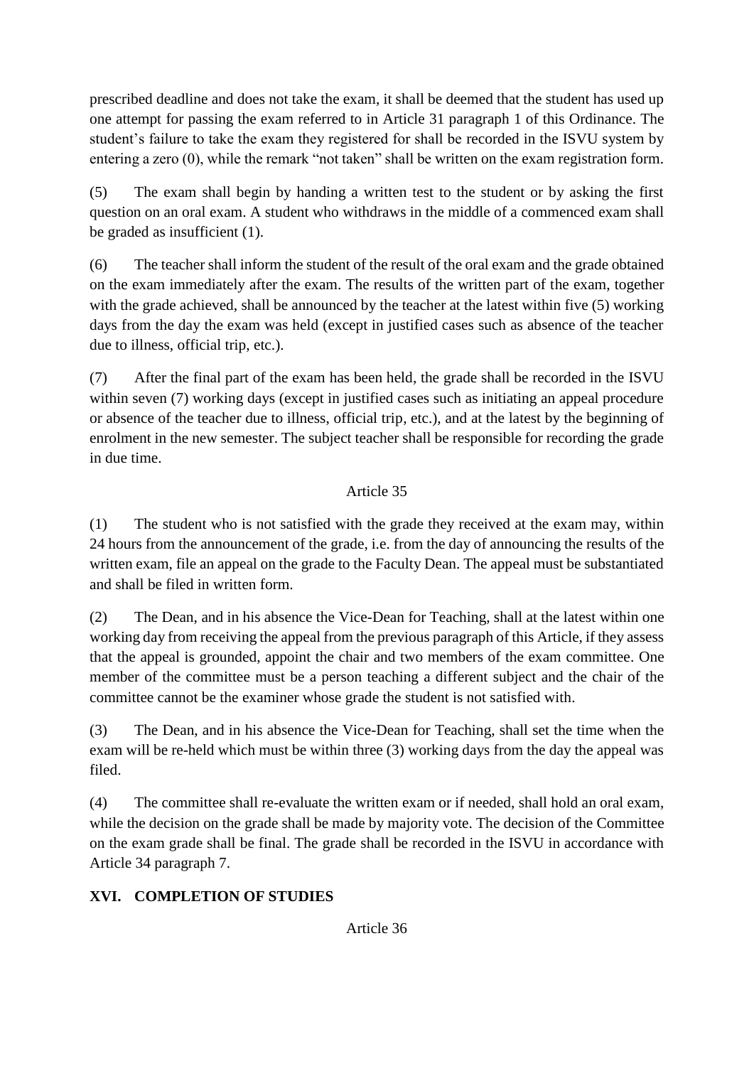prescribed deadline and does not take the exam, it shall be deemed that the student has used up one attempt for passing the exam referred to in Article 31 paragraph 1 of this Ordinance. The student's failure to take the exam they registered for shall be recorded in the ISVU system by entering a zero (0), while the remark "not taken" shall be written on the exam registration form.

(5) The exam shall begin by handing a written test to the student or by asking the first question on an oral exam. A student who withdraws in the middle of a commenced exam shall be graded as insufficient (1).

(6) The teacher shall inform the student of the result of the oral exam and the grade obtained on the exam immediately after the exam. The results of the written part of the exam, together with the grade achieved, shall be announced by the teacher at the latest within five (5) working days from the day the exam was held (except in justified cases such as absence of the teacher due to illness, official trip, etc.).

(7) After the final part of the exam has been held, the grade shall be recorded in the ISVU within seven (7) working days (except in justified cases such as initiating an appeal procedure or absence of the teacher due to illness, official trip, etc.), and at the latest by the beginning of enrolment in the new semester. The subject teacher shall be responsible for recording the grade in due time.

Article 35

(1) The student who is not satisfied with the grade they received at the exam may, within 24 hours from the announcement of the grade, i.e. from the day of announcing the results of the written exam, file an appeal on the grade to the Faculty Dean. The appeal must be substantiated and shall be filed in written form.

(2) The Dean, and in his absence the Vice-Dean for Teaching, shall at the latest within one working day from receiving the appeal from the previous paragraph of this Article, if they assess that the appeal is grounded, appoint the chair and two members of the exam committee. One member of the committee must be a person teaching a different subject and the chair of the committee cannot be the examiner whose grade the student is not satisfied with.

(3) The Dean, and in his absence the Vice-Dean for Teaching, shall set the time when the exam will be re-held which must be within three (3) working days from the day the appeal was filed.

(4) The committee shall re-evaluate the written exam or if needed, shall hold an oral exam, while the decision on the grade shall be made by majority vote. The decision of the Committee on the exam grade shall be final. The grade shall be recorded in the ISVU in accordance with Article 34 paragraph 7.

## XVI. COMPLETION OF STUDIES

Article 36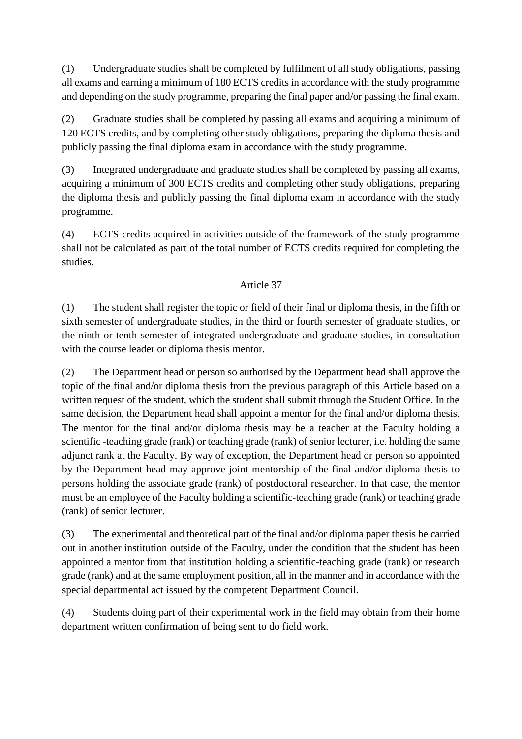(1) Undergraduate studies shall be completed by fulfilment of all study obligations, passing all exams and earning a minimum of 180 ECTS credits in accordance with the study programme and depending on the study programme, preparing the final paper and/or passing the final exam.

(2) Graduate studies shall be completed by passing all exams and acquiring a minimum of 120 ECTS credits, and by completing other study obligations, preparing the diploma thesis and publicly passing the final diploma exam in accordance with the study programme.

(3) Integrated undergraduate and graduate studies shall be completed by passing all exams, acquiring a minimum of 300 ECTS credits and completing other study obligations, preparing the diploma thesis and publicly passing the final diploma exam in accordance with the study programme.

(4) ECTS credits acquired in activities outside of the framework of the study programme shall not be calculated as part of the total number of ECTS credits required for completing the studies.

## Article 37

(1) The student shall register the topic or field of their final or diploma thesis, in the fifth or sixth semester of undergraduate studies, in the third or fourth semester of graduate studies, or the ninth or tenth semester of integrated undergraduate and graduate studies, in consultation with the course leader or diploma thesis mentor.

(2) The Department head or person so authorised by the Department head shall approve the topic of the final and/or diploma thesis from the previous paragraph of this Article based on a written request of the student, which the student shall submit through the Student Office. In the same decision, the Department head shall appoint a mentor for the final and/or diploma thesis. The mentor for the final and/or diploma thesis may be a teacher at the Faculty holding a scientific -teaching grade (rank) or teaching grade (rank) of senior lecturer, i.e. holding the same adjunct rank at the Faculty. By way of exception, the Department head or person so appointed by the Department head may approve joint mentorship of the final and/or diploma thesis to persons holding the associate grade (rank) of postdoctoral researcher. In that case, the mentor must be an employee of the Faculty holding a scientific-teaching grade (rank) or teaching grade (rank) of senior lecturer.

(3) The experimental and theoretical part of the final and/or diploma paper thesis be carried out in another institution outside of the Faculty, under the condition that the student has been appointed a mentor from that institution holding a scientific-teaching grade (rank) or research grade (rank) and at the same employment position, all in the manner and in accordance with the special departmental act issued by the competent Department Council.

(4) Students doing part of their experimental work in the field may obtain from their home department written confirmation of being sent to do field work.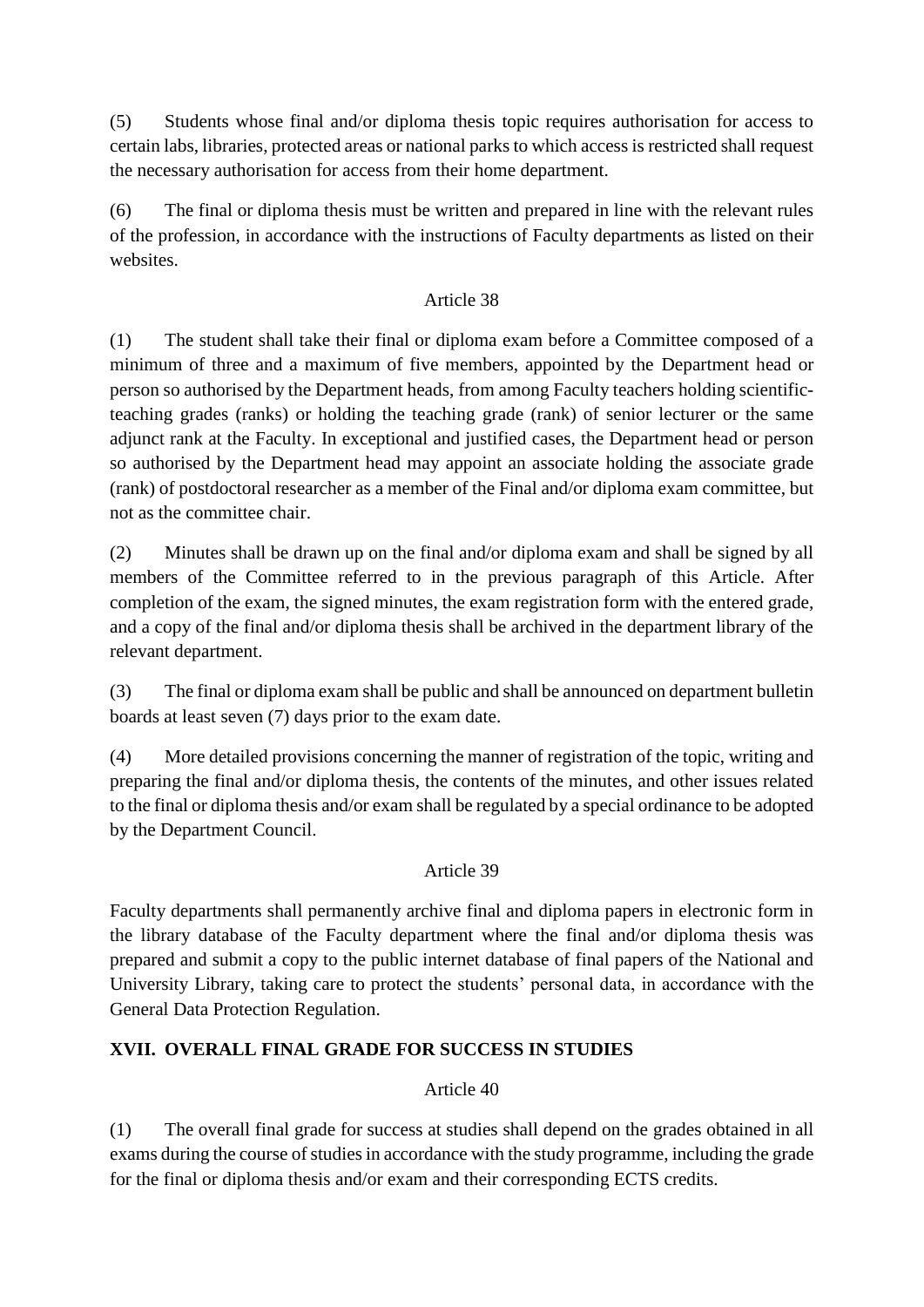(5) Students whose final and/or diploma thesis topic requires authorisation for access to certain labs, libraries, protected areas or national parks to which access is restricted shall request the necessary authorisation for access from their home department.

(6) The final or diploma thesis must be written and prepared in line with the relevant rules of the profession, in accordance with the instructions of Faculty departments as listed on their websites.

Article 38

(1) The student shall take their final or diploma exam before a Committee composed of a minimum of three and a maximum of five members, appointed by the Department head or person so authorised by the Department heads, from among Faculty teachers holding scientific-teaching grades (ranks) or holding the teaching grade (rank) of senior lecturer or the same adjunct rank at the Faculty. In exceptional and justified cases, the Department head or person so authorised by the Department head may appoint an associate holding the associate grade (rank) of postdoctoral researcher as a member of the Final and/or diploma exam committee, but not as the committee chair.

(2) Minutes shall be drawn up on the final and/or diploma exam and shall be signed by all members of the Committee referred to in the previous paragraph of this Article. After completion of the exam, the signed minutes, the exam registration form with the entered grade, and a copy of the final and/or diploma thesis shall be archived in the department library of the relevant department.

(3) The final or diploma exam shall be public and shall be announced on department bulletin boards at least seven (7) days prior to the exam date.

(4) More detailed provisions concerning the manner of registration of the topic, writing and preparing the final and/or diploma thesis, the contents of the minutes, and other issues related to the final or diploma thesis and/or exam shall be regulated by a special ordinance to be adopted by the Department Council.

Article 39

Faculty departments shall permanently archive final and diploma papers in electronic form in the library database of the Faculty department where the final and/or diploma thesis was prepared and submit a copy to the public internet database of final papers of the National and University Library, taking care to protect the students' personal data, in accordance with the General Data Protection Regulation.

## XVII. OVERALL FINAL GRADE FOR SUCCESS IN STUDIES

Article 40

(1) The overall final grade for success at studies shall depend on the grades obtained in all exams during the course of studies in accordance with the study programme, including the grade for the final or diploma thesis and/or exam and their corresponding ECTS credits.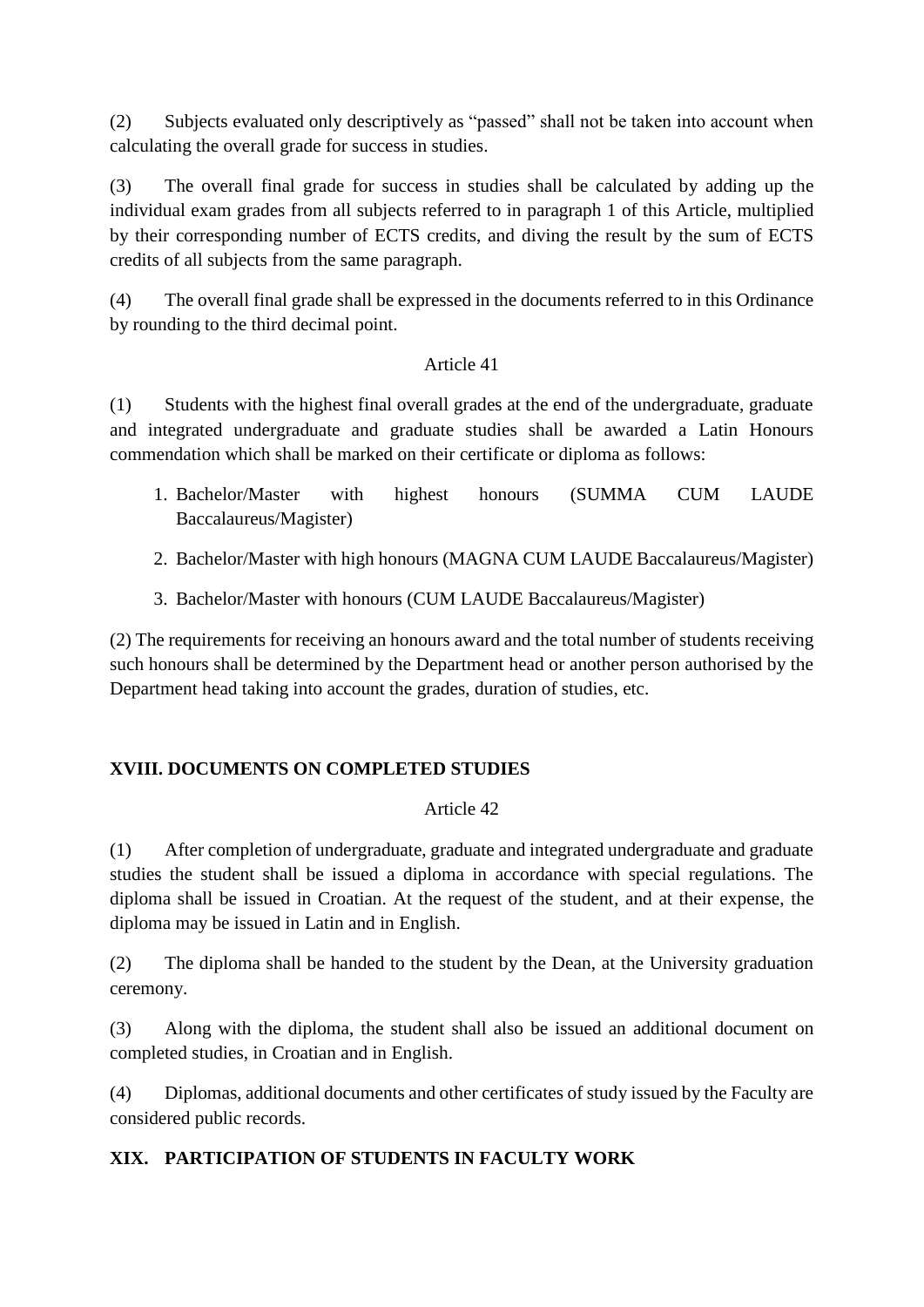(2) Subjects evaluated only descriptively as “passed” shall not be taken into account when calculating the overall grade for success in studies.

(3) The overall final grade for success in studies shall be calculated by adding up the individual exam grades from all subjects referred to in paragraph 1 of this Article, multiplied by their corresponding number of ECTS credits, and diving the result by the sum of ECTS credits of all subjects from the same paragraph.

(4) The overall final grade shall be expressed in the documents referred to in this Ordinance by rounding to the third decimal point.

Article 41

(1) Students with the highest final overall grades at the end of the undergraduate, graduate and integrated undergraduate and graduate studies shall be awarded a Latin Honours commendation which shall be marked on their certificate or diploma as follows:

1. Bachelor/Master with highest honours (SUMMA CUM LAUDE Baccalaureus/Magister)
2. Bachelor/Master with high honours (MAGNA CUM LAUDE Baccalaureus/Magister)
3. Bachelor/Master with honours (CUM LAUDE Baccalaureus/Magister)

(2) The requirements for receiving an honours award and the total number of students receiving such honours shall be determined by the Department head or another person authorised by the Department head taking into account the grades, duration of studies, etc.

## XVIII. DOCUMENTS ON COMPLETED STUDIES

Article 42

(1) After completion of undergraduate, graduate and integrated undergraduate and graduate studies the student shall be issued a diploma in accordance with special regulations. The diploma shall be issued in Croatian. At the request of the student, and at their expense, the diploma may be issued in Latin and in English.

(2) The diploma shall be handed to the student by the Dean, at the University graduation ceremony.

(3) Along with the diploma, the student shall also be issued an additional document on completed studies, in Croatian and in English.

(4) Diplomas, additional documents and other certificates of study issued by the Faculty are considered public records.

## XIX. PARTICIPATION OF STUDENTS IN FACULTY WORK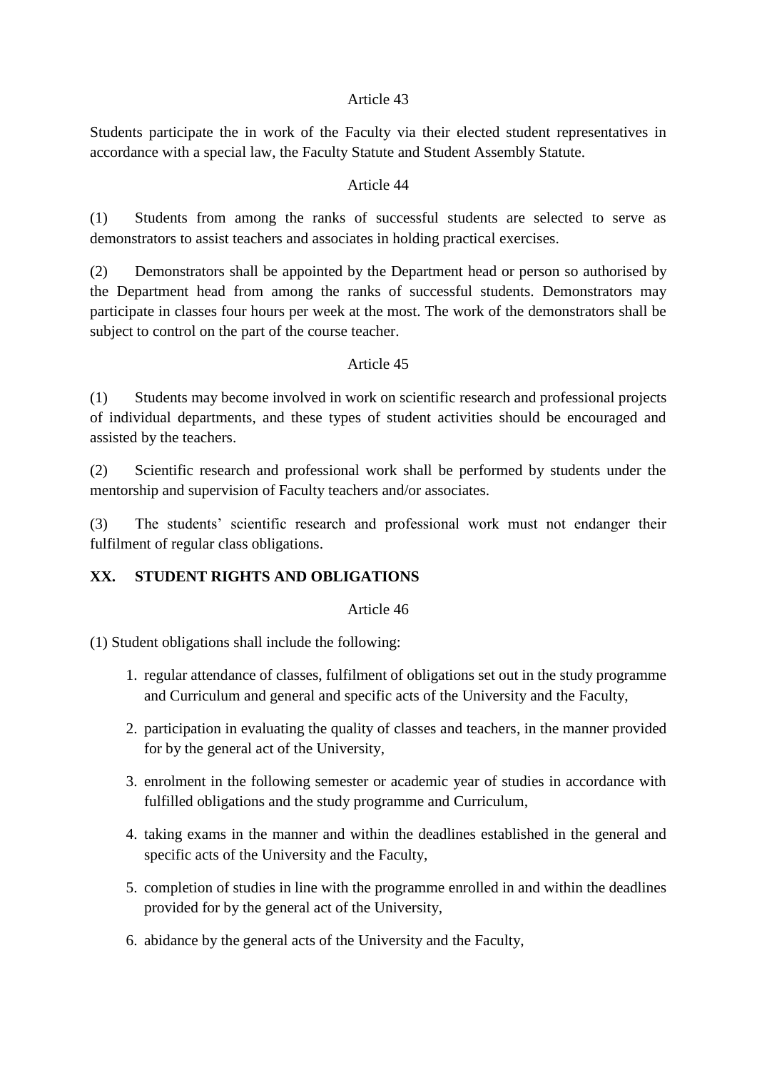Article 43

Students participate the in work of the Faculty via their elected student representatives in accordance with a special law, the Faculty Statute and Student Assembly Statute.

Article 44

(1) Students from among the ranks of successful students are selected to serve as demonstrators to assist teachers and associates in holding practical exercises.

(2) Demonstrators shall be appointed by the Department head or person so authorised by the Department head from among the ranks of successful students. Demonstrators may participate in classes four hours per week at the most. The work of the demonstrators shall be subject to control on the part of the course teacher.

Article 45

(1) Students may become involved in work on scientific research and professional projects of individual departments, and these types of student activities should be encouraged and assisted by the teachers.

(2) Scientific research and professional work shall be performed by students under the mentorship and supervision of Faculty teachers and/or associates.

(3) The students' scientific research and professional work must not endanger their fulfilment of regular class obligations.

## XX. STUDENT RIGHTS AND OBLIGATIONS

Article 46

(1) Student obligations shall include the following:

1. regular attendance of classes, fulfilment of obligations set out in the study programme and Curriculum and general and specific acts of the University and the Faculty,
2. participation in evaluating the quality of classes and teachers, in the manner provided for by the general act of the University,
3. enrolment in the following semester or academic year of studies in accordance with fulfilled obligations and the study programme and Curriculum,
4. taking exams in the manner and within the deadlines established in the general and specific acts of the University and the Faculty,
5. completion of studies in line with the programme enrolled in and within the deadlines provided for by the general act of the University,
6. abidance by the general acts of the University and the Faculty,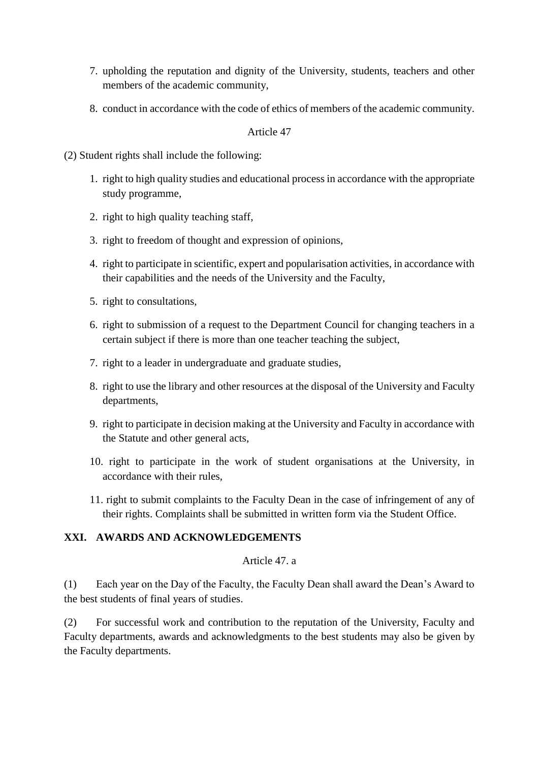7. upholding the reputation and dignity of the University, students, teachers and other members of the academic community,

8. conduct in accordance with the code of ethics of members of the academic community.

Article 47

(2) Student rights shall include the following:

1. right to high quality studies and educational process in accordance with the appropriate study programme,

2. right to high quality teaching staff,

3. right to freedom of thought and expression of opinions,

4. right to participate in scientific, expert and popularisation activities, in accordance with their capabilities and the needs of the University and the Faculty,

5. right to consultations,

6. right to submission of a request to the Department Council for changing teachers in a certain subject if there is more than one teacher teaching the subject,

7. right to a leader in undergraduate and graduate studies,

8. right to use the library and other resources at the disposal of the University and Faculty departments,

9. right to participate in decision making at the University and Faculty in accordance with the Statute and other general acts,

10. right to participate in the work of student organisations at the University, in accordance with their rules,

11. right to submit complaints to the Faculty Dean in the case of infringement of any of their rights. Complaints shall be submitted in written form via the Student Office.

## XXI. AWARDS AND ACKNOWLEDGEMENTS

Article 47. a

(1) Each year on the Day of the Faculty, the Faculty Dean shall award the Dean's Award to the best students of final years of studies.

(2) For successful work and contribution to the reputation of the University, Faculty and Faculty departments, awards and acknowledgments to the best students may also be given by the Faculty departments.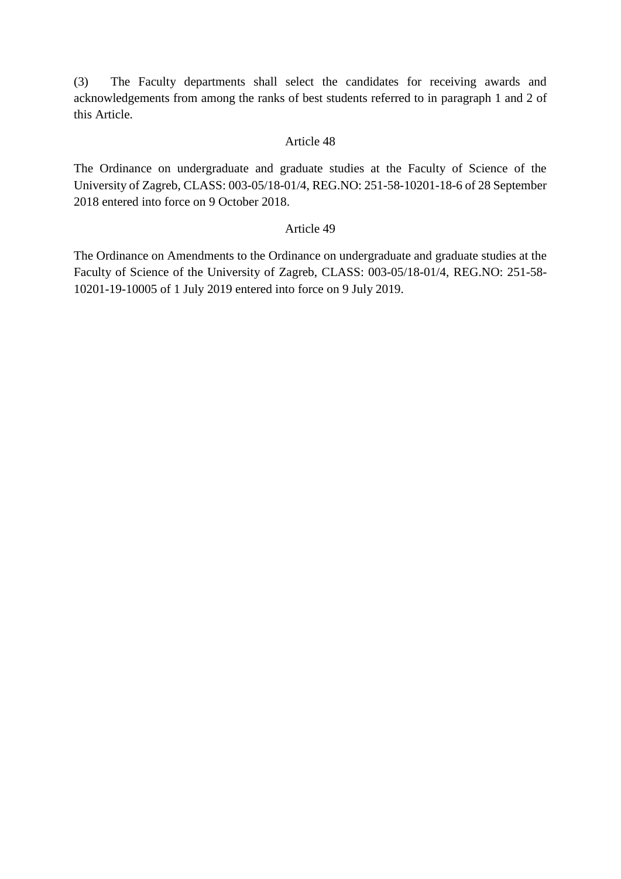(3) The Faculty departments shall select the candidates for receiving awards and acknowledgements from among the ranks of best students referred to in paragraph 1 and 2 of this Article.

### Article 48

The Ordinance on undergraduate and graduate studies at the Faculty of Science of the University of Zagreb, CLASS: 003-05/18-01/4, REG.NO: 251-58-10201-18-6 of 28 September 2018 entered into force on 9 October 2018.

### Article 49

The Ordinance on Amendments to the Ordinance on undergraduate and graduate studies at the Faculty of Science of the University of Zagreb, CLASS: 003-05/18-01/4, REG.NO: 251-58-10201-19-10005 of 1 July 2019 entered into force on 9 July 2019.